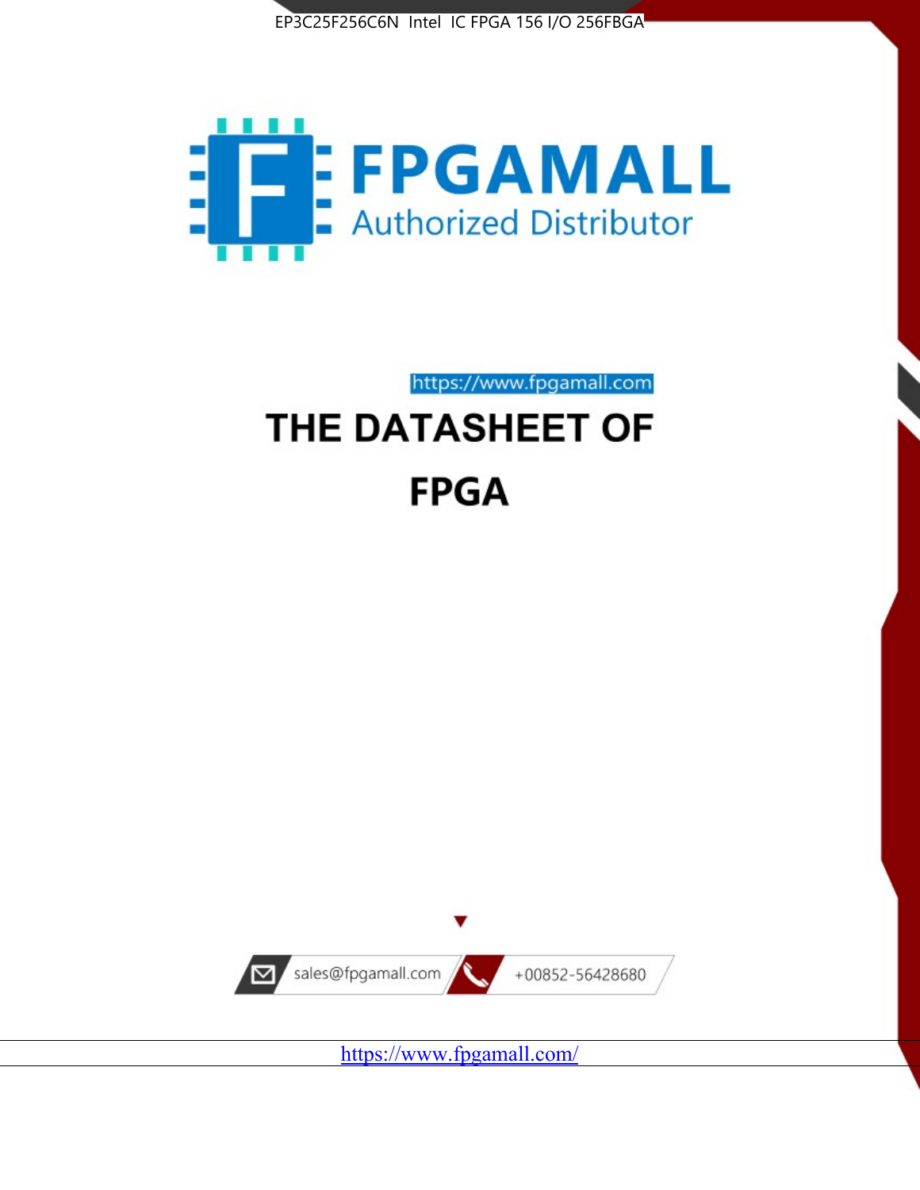EP3C25F256C6N Intel IC FPGA 156 I/O 256FBGA

FPGAMALL

Authorized Distributor

https://www.fpgamall.com

# THE DATASHEET OF FPGA

sales@fpgamall.com

+00852-56428680

https://www.fpgamall.com/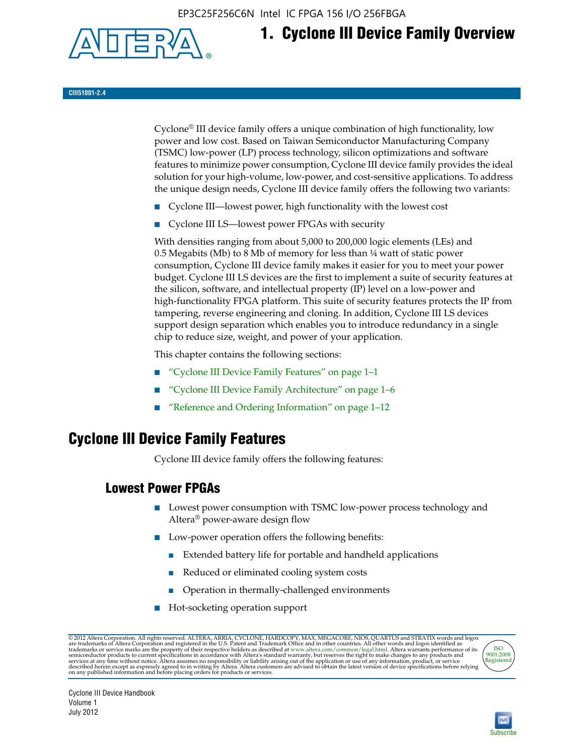# 1. Cyclone III Device Family Overview

CIII51001-2.4

Cyclone® III device family offers a unique combination of high functionality, low power and low cost. Based on Taiwan Semiconductor Manufacturing Company (TSMC) low-power (LP) process technology, silicon optimizations and software features to minimize power consumption, Cyclone III device family provides the ideal solution for your high-volume, low-power, and cost-sensitive applications. To address the unique design needs, Cyclone III device family offers the following two variants:

- Cyclone III—lowest power, high functionality with the lowest cost
- Cyclone III LS—lowest power FPGAs with security

With densities ranging from about 5,000 to 200,000 logic elements (LEs) and 0.5 Megabits (Mb) to 8 Mb of memory for less than ¼ watt of static power consumption, Cyclone III device family makes it easier for you to meet your power budget. Cyclone III LS devices are the first to implement a suite of security features at the silicon, software, and intellectual property (IP) level on a low-power and high-functionality FPGA platform. This suite of security features protects the IP from tampering, reverse engineering and cloning. In addition, Cyclone III LS devices support design separation which enables you to introduce redundancy in a single chip to reduce size, weight, and power of your application.

This chapter contains the following sections:

- "Cyclone III Device Family Features" on page 1–1
- "Cyclone III Device Family Architecture" on page 1–6
- "Reference and Ordering Information" on page 1–12

## Cyclone III Device Family Features

Cyclone III device family offers the following features:

### Lowest Power FPGAs

- Lowest power consumption with TSMC low-power process technology and Altera® power-aware design flow
- Low-power operation offers the following benefits:
  - Extended battery life for portable and handheld applications
  - Reduced or eliminated cooling system costs
  - Operation in thermally-challenged environments
- Hot-socketing operation support

© 2012 Altera Corporation. All rights reserved. ALTERA, ARRIA, CYCLONE, HARDCOPY, MAX, MEGACORE, NIOS, QUARTUS and STRATIX words and logos are trademarks of Altera Corporation and registered in the U.S. Patent and Trademark Office and in other countries. All other words and logos identified as trademarks or service marks are the property of their respective holders as described at www.altera.com/common/legal.html. Altera warrants performance of its semiconductor products to current specifications in accordance with Altera's standard warranty, but reserves the right to make changes to any products and services at any time without notice. Altera assumes no responsibility or liability arising out of the application or use of any information, product, or service described herein except as expressly agreed to in writing by Altera. Altera customers are advised to obtain the latest version of device specifications before relying on any published information and before placing orders for products or services.

Cyclone III Device Handbook
Volume 1
July 2012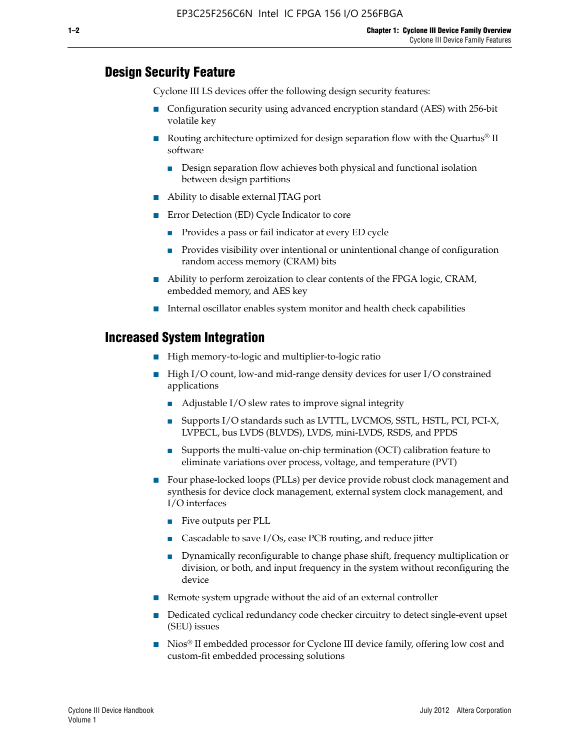## Design Security Feature

Cyclone III LS devices offer the following design security features:

- Configuration security using advanced encryption standard (AES) with 256-bit volatile key
- Routing architecture optimized for design separation flow with the Quartus® II software
  - Design separation flow achieves both physical and functional isolation between design partitions
- Ability to disable external JTAG port
- Error Detection (ED) Cycle Indicator to core
  - Provides a pass or fail indicator at every ED cycle
  - Provides visibility over intentional or unintentional change of configuration random access memory (CRAM) bits
- Ability to perform zeroization to clear contents of the FPGA logic, CRAM, embedded memory, and AES key
- Internal oscillator enables system monitor and health check capabilities

## Increased System Integration

- High memory-to-logic and multiplier-to-logic ratio
- High I/O count, low-and mid-range density devices for user I/O constrained applications
  - Adjustable I/O slew rates to improve signal integrity
  - Supports I/O standards such as LVTTL, LVCMOS, SSTL, HSTL, PCI, PCI-X, LVPECL, bus LVDS (BLVDS), LVDS, mini-LVDS, RSDS, and PPDS
  - Supports the multi-value on-chip termination (OCT) calibration feature to eliminate variations over process, voltage, and temperature (PVT)
- Four phase-locked loops (PLLs) per device provide robust clock management and synthesis for device clock management, external system clock management, and I/O interfaces
  - Five outputs per PLL
  - Cascadable to save I/Os, ease PCB routing, and reduce jitter
  - Dynamically reconfigurable to change phase shift, frequency multiplication or division, or both, and input frequency in the system without reconfiguring the device
- Remote system upgrade without the aid of an external controller
- Dedicated cyclical redundancy code checker circuitry to detect single-event upset (SEU) issues
- Nios® II embedded processor for Cyclone III device family, offering low cost and custom-fit embedded processing solutions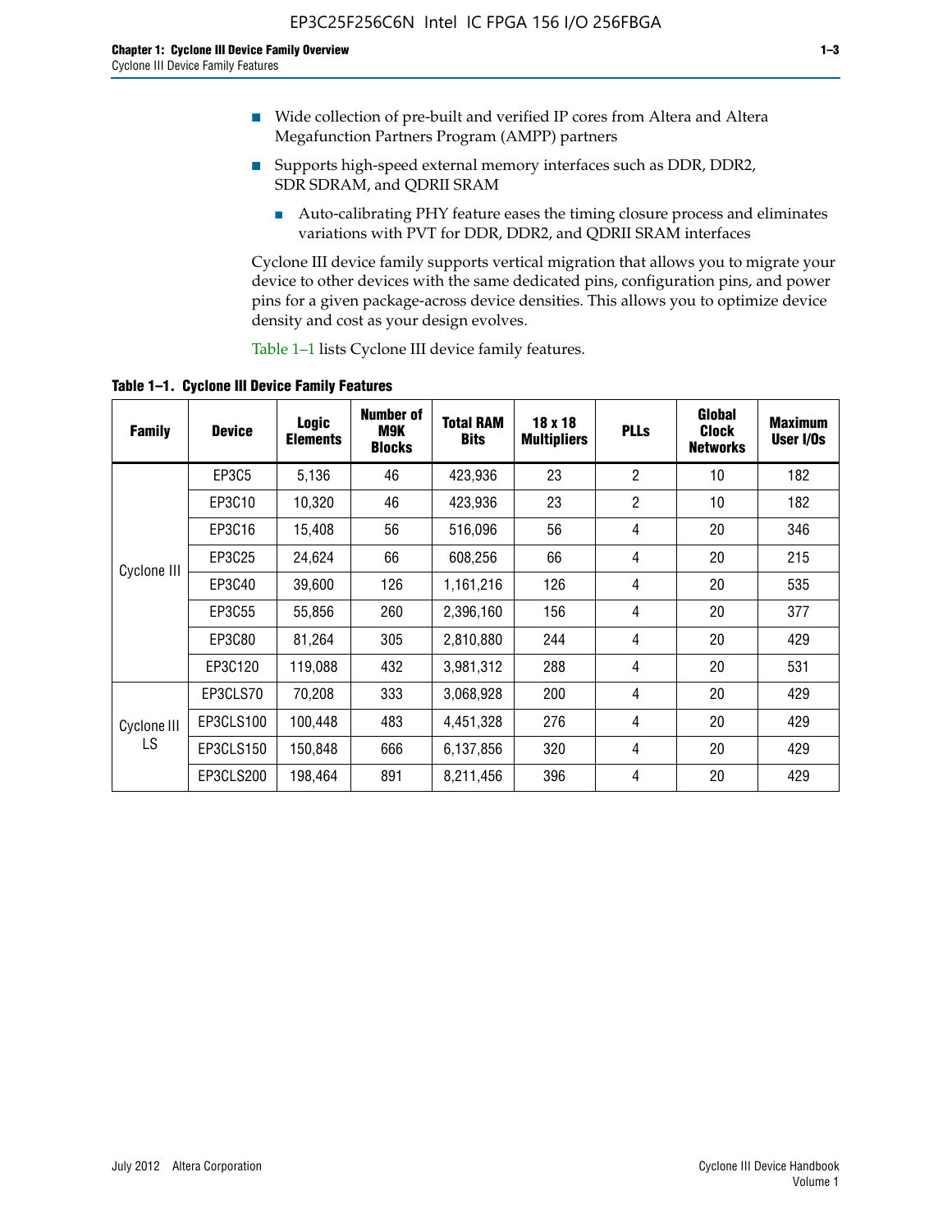- Wide collection of pre-built and verified IP cores from Altera and Altera Megafunction Partners Program (AMPP) partners
- Supports high-speed external memory interfaces such as DDR, DDR2, SDR SDRAM, and QDRII SRAM
  - Auto-calibrating PHY feature eases the timing closure process and eliminates variations with PVT for DDR, DDR2, and QDRII SRAM interfaces

Cyclone III device family supports vertical migration that allows you to migrate your device to other devices with the same dedicated pins, configuration pins, and power pins for a given package-across device densities. This allows you to optimize device density and cost as your design evolves.

Table 1–1 lists Cyclone III device family features.

**Table 1–1. Cyclone III Device Family Features**

| Family | Device | Logic Elements | Number of M9K Blocks | Total RAM Bits | 18 x 18 Multipliers | PLLs | Global Clock Networks | Maximum User I/Os |
|---|---|---|---|---|---|---|---|---|
| Cyclone III | EP3C5 | 5,136 | 46 | 423,936 | 23 | 2 | 10 | 182 |
| | EP3C10 | 10,320 | 46 | 423,936 | 23 | 2 | 10 | 182 |
| | EP3C16 | 15,408 | 56 | 516,096 | 56 | 4 | 20 | 346 |
| | EP3C25 | 24,624 | 66 | 608,256 | 66 | 4 | 20 | 215 |
| | EP3C40 | 39,600 | 126 | 1,161,216 | 126 | 4 | 20 | 535 |
| | EP3C55 | 55,856 | 260 | 2,396,160 | 156 | 4 | 20 | 377 |
| | EP3C80 | 81,264 | 305 | 2,810,880 | 244 | 4 | 20 | 429 |
| | EP3C120 | 119,088 | 432 | 3,981,312 | 288 | 4 | 20 | 531 |
| Cyclone III LS | EP3CLS70 | 70,208 | 333 | 3,068,928 | 200 | 4 | 20 | 429 |
| | EP3CLS100 | 100,448 | 483 | 4,451,328 | 276 | 4 | 20 | 429 |
| | EP3CLS150 | 150,848 | 666 | 6,137,856 | 320 | 4 | 20 | 429 |
| | EP3CLS200 | 198,464 | 891 | 8,211,456 | 396 | 4 | 20 | 429 |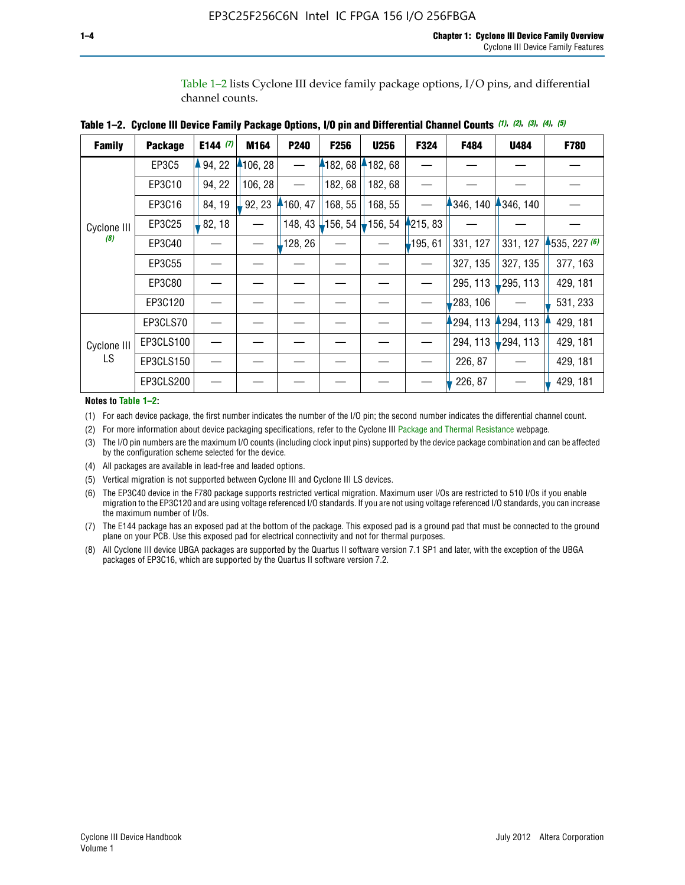Table 1–2 lists Cyclone III device family package options, I/O pins, and differential channel counts.

**Table 1–2. Cyclone III Device Family Package Options, I/O pin and Differential Channel Counts (1), (2), (3), (4), (5)**

| Family | Package | E144 (7) | M164 | P240 | F256 | U256 | F324 | F484 | U484 | F780 |
|---|---|---|---|---|---|---|---|---|---|---|
| Cyclone III (8) | EP3C5 | 94, 22 | 106, 28 | — | 182, 68 | 182, 68 | — | — | — | — |
| | EP3C10 | 94, 22 | 106, 28 | — | 182, 68 | 182, 68 | — | — | — | — |
| | EP3C16 | 84, 19 | 92, 23 | 160, 47 | 168, 55 | 168, 55 | — | 346, 140 | 346, 140 | — |
| | EP3C25 | 82, 18 | — | 148, 43 | 156, 54 | 156, 54 | 215, 83 | — | — | — |
| | EP3C40 | — | — | 128, 26 | — | — | 195, 61 | 331, 127 | 331, 127 | 535, 227 (6) |
| | EP3C55 | — | — | — | — | — | — | 327, 135 | 327, 135 | 377, 163 |
| | EP3C80 | — | — | — | — | — | — | 295, 113 | 295, 113 | 429, 181 |
| | EP3C120 | — | — | — | — | — | — | 283, 106 | — | 531, 233 |
| Cyclone III LS | EP3CLS70 | — | — | — | — | — | — | 294, 113 | 294, 113 | 429, 181 |
| | EP3CLS100 | — | — | — | — | — | — | 294, 113 | 294, 113 | 429, 181 |
| | EP3CLS150 | — | — | — | — | — | — | 226, 87 | — | 429, 181 |
| | EP3CLS200 | — | — | — | — | — | — | 226, 87 | — | 429, 181 |

**Notes to Table 1–2:**

(1) For each device package, the first number indicates the number of the I/O pin; the second number indicates the differential channel count.

(2) For more information about device packaging specifications, refer to the Cyclone III Package and Thermal Resistance webpage.

(3) The I/O pin numbers are the maximum I/O counts (including clock input pins) supported by the device package combination and can be affected by the configuration scheme selected for the device.

(4) All packages are available in lead-free and leaded options.

(5) Vertical migration is not supported between Cyclone III and Cyclone III LS devices.

(6) The EP3C40 device in the F780 package supports restricted vertical migration. Maximum user I/Os are restricted to 510 I/Os if you enable migration to the EP3C120 and are using voltage referenced I/O standards. If you are not using voltage referenced I/O standards, you can increase the maximum number of I/Os.

(7) The E144 package has an exposed pad at the bottom of the package. This exposed pad is a ground pad that must be connected to the ground plane on your PCB. Use this exposed pad for electrical connectivity and not for thermal purposes.

(8) All Cyclone III device UBGA packages are supported by the Quartus II software version 7.1 SP1 and later, with the exception of the UBGA packages of EP3C16, which are supported by the Quartus II software version 7.2.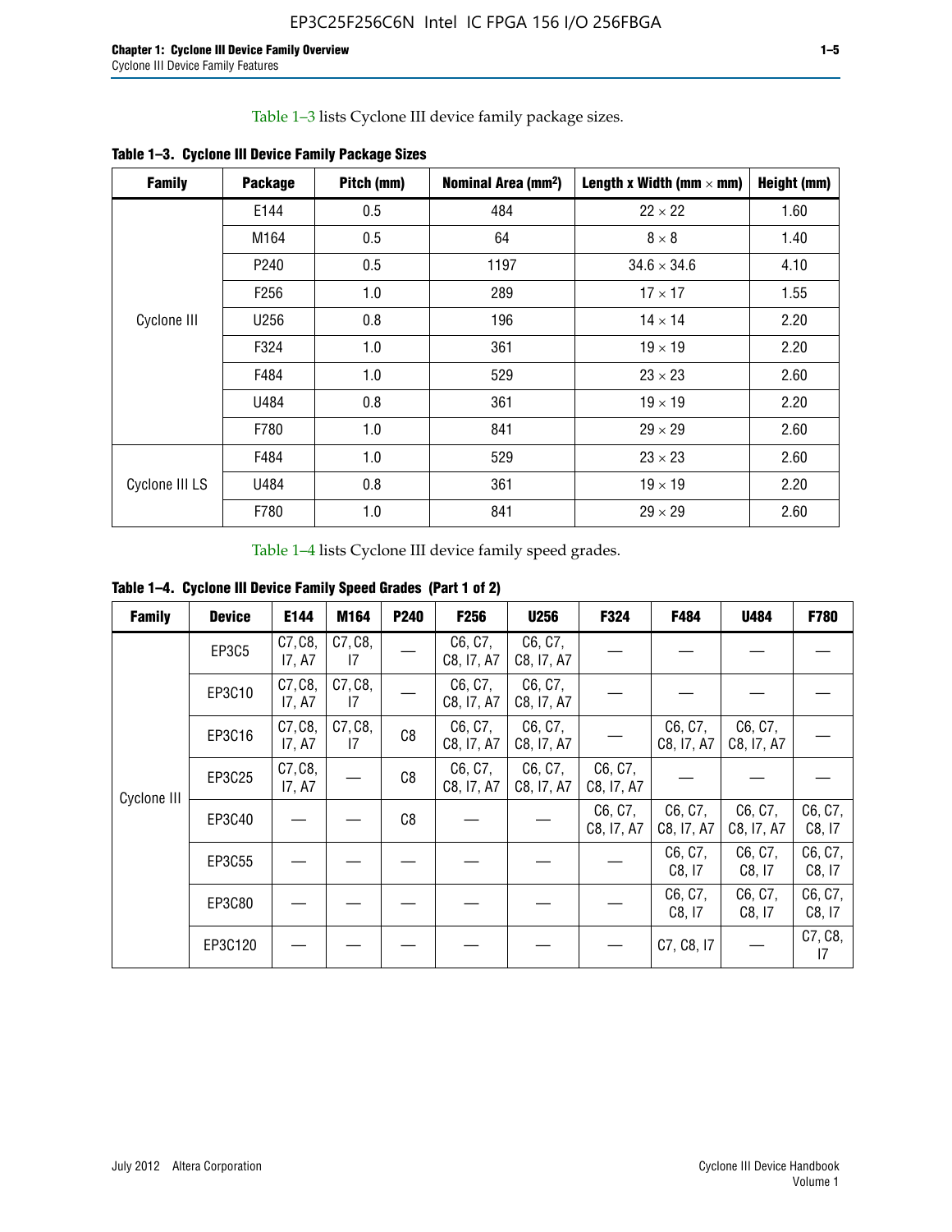Table 1–3 lists Cyclone III device family package sizes.

**Table 1–3. Cyclone III Device Family Package Sizes**

| Family | Package | Pitch (mm) | Nominal Area (mm²) | Length x Width (mm × mm) | Height (mm) |
|---|---|---|---|---|---|
| Cyclone III | E144 | 0.5 | 484 | 22 × 22 | 1.60 |
| | M164 | 0.5 | 64 | 8 × 8 | 1.40 |
| | P240 | 0.5 | 1197 | 34.6 × 34.6 | 4.10 |
| | F256 | 1.0 | 289 | 17 × 17 | 1.55 |
| | U256 | 0.8 | 196 | 14 × 14 | 2.20 |
| | F324 | 1.0 | 361 | 19 × 19 | 2.20 |
| | F484 | 1.0 | 529 | 23 × 23 | 2.60 |
| | U484 | 0.8 | 361 | 19 × 19 | 2.20 |
| | F780 | 1.0 | 841 | 29 × 29 | 2.60 |
| Cyclone III LS | F484 | 1.0 | 529 | 23 × 23 | 2.60 |
| | U484 | 0.8 | 361 | 19 × 19 | 2.20 |
| | F780 | 1.0 | 841 | 29 × 29 | 2.60 |

Table 1–4 lists Cyclone III device family speed grades.

**Table 1–4. Cyclone III Device Family Speed Grades (Part 1 of 2)**

| Family | Device | E144 | M164 | P240 | F256 | U256 | F324 | F484 | U484 | F780 |
|---|---|---|---|---|---|---|---|---|---|---|
| Cyclone III | EP3C5 | C7, C8, I7, A7 | C7, C8, I7 | — | C6, C7, C8, I7, A7 | C6, C7, C8, I7, A7 | — | — | — | — |
| | EP3C10 | C7, C8, I7, A7 | C7, C8, I7 | — | C6, C7, C8, I7, A7 | C6, C7, C8, I7, A7 | — | — | — | — |
| | EP3C16 | C7, C8, I7, A7 | C7, C8, I7 | C8 | C6, C7, C8, I7, A7 | C6, C7, C8, I7, A7 | — | C6, C7, C8, I7, A7 | C6, C7, C8, I7, A7 | — |
| | EP3C25 | C7, C8, I7, A7 | — | C8 | C6, C7, C8, I7, A7 | C6, C7, C8, I7, A7 | C6, C7, C8, I7, A7 | — | — | — |
| | EP3C40 | — | — | C8 | — | — | C6, C7, C8, I7, A7 | C6, C7, C8, I7, A7 | C6, C7, C8, I7, A7 | C6, C7, C8, I7 |
| | EP3C55 | — | — | — | — | — | — | C6, C7, C8, I7 | C6, C7, C8, I7 | C6, C7, C8, I7 |
| | EP3C80 | — | — | — | — | — | — | C6, C7, C8, I7 | C6, C7, C8, I7 | C6, C7, C8, I7 |
| | EP3C120 | — | — | — | — | — | — | C7, C8, I7 | — | C7, C8, I7 |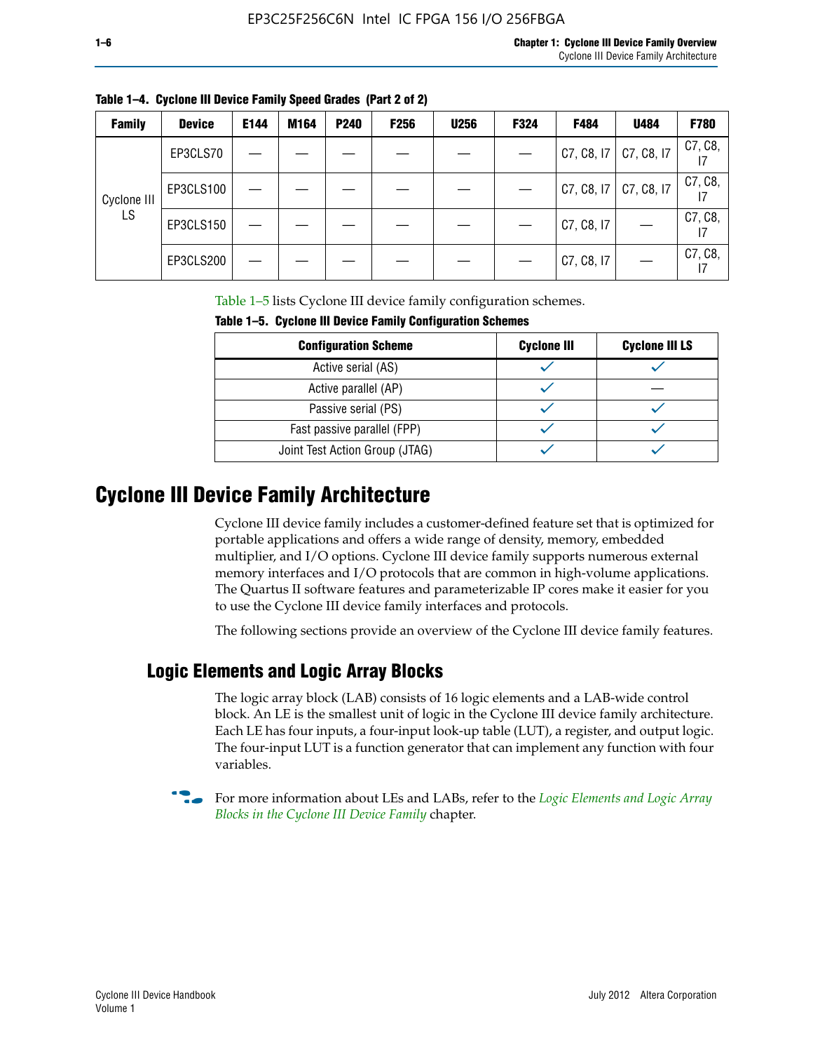**Table 1–4. Cyclone III Device Family Speed Grades (Part 2 of 2)**

| Family | Device | E144 | M164 | P240 | F256 | U256 | F324 | F484 | U484 | F780 |
|---|---|---|---|---|---|---|---|---|---|---|
| Cyclone III LS | EP3CLS70 | — | — | — | — | — | — | C7, C8, I7 | C7, C8, I7 | C7, C8, I7 |
| | EP3CLS100 | — | — | — | — | — | — | C7, C8, I7 | C7, C8, I7 | C7, C8, I7 |
| | EP3CLS150 | — | — | — | — | — | — | C7, C8, I7 | — | C7, C8, I7 |
| | EP3CLS200 | — | — | — | — | — | — | C7, C8, I7 | — | C7, C8, I7 |

Table 1–5 lists Cyclone III device family configuration schemes.

**Table 1–5. Cyclone III Device Family Configuration Schemes**

| Configuration Scheme | Cyclone III | Cyclone III LS |
|---|---|---|
| Active serial (AS) | ✓ | ✓ |
| Active parallel (AP) | ✓ | — |
| Passive serial (PS) | ✓ | ✓ |
| Fast passive parallel (FPP) | ✓ | ✓ |
| Joint Test Action Group (JTAG) | ✓ | ✓ |

# Cyclone III Device Family Architecture

Cyclone III device family includes a customer-defined feature set that is optimized for portable applications and offers a wide range of density, memory, embedded multiplier, and I/O options. Cyclone III device family supports numerous external memory interfaces and I/O protocols that are common in high-volume applications. The Quartus II software features and parameterizable IP cores make it easier for you to use the Cyclone III device family interfaces and protocols.

The following sections provide an overview of the Cyclone III device family features.

## Logic Elements and Logic Array Blocks

The logic array block (LAB) consists of 16 logic elements and a LAB-wide control block. An LE is the smallest unit of logic in the Cyclone III device family architecture. Each LE has four inputs, a four-input look-up table (LUT), a register, and output logic. The four-input LUT is a function generator that can implement any function with four variables.

For more information about LEs and LABs, refer to the *Logic Elements and Logic Array Blocks in the Cyclone III Device Family* chapter.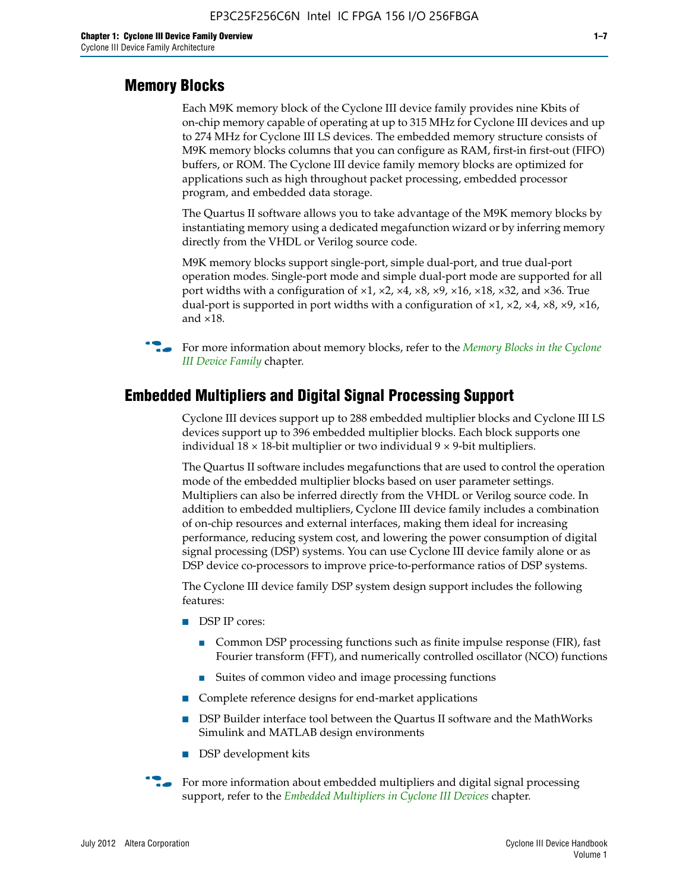## Memory Blocks

Each M9K memory block of the Cyclone III device family provides nine Kbits of on-chip memory capable of operating at up to 315 MHz for Cyclone III devices and up to 274 MHz for Cyclone III LS devices. The embedded memory structure consists of M9K memory blocks columns that you can configure as RAM, first-in first-out (FIFO) buffers, or ROM. The Cyclone III device family memory blocks are optimized for applications such as high throughout packet processing, embedded processor program, and embedded data storage.

The Quartus II software allows you to take advantage of the M9K memory blocks by instantiating memory using a dedicated megafunction wizard or by inferring memory directly from the VHDL or Verilog source code.

M9K memory blocks support single-port, simple dual-port, and true dual-port operation modes. Single-port mode and simple dual-port mode are supported for all port widths with a configuration of ×1, ×2, ×4, ×8, ×9, ×16, ×18, ×32, and ×36. True dual-port is supported in port widths with a configuration of ×1, ×2, ×4, ×8, ×9, ×16, and ×18.

For more information about memory blocks, refer to the *Memory Blocks in the Cyclone III Device Family* chapter.

## Embedded Multipliers and Digital Signal Processing Support

Cyclone III devices support up to 288 embedded multiplier blocks and Cyclone III LS devices support up to 396 embedded multiplier blocks. Each block supports one individual 18 × 18-bit multiplier or two individual 9 × 9-bit multipliers.

The Quartus II software includes megafunctions that are used to control the operation mode of the embedded multiplier blocks based on user parameter settings. Multipliers can also be inferred directly from the VHDL or Verilog source code. In addition to embedded multipliers, Cyclone III device family includes a combination of on-chip resources and external interfaces, making them ideal for increasing performance, reducing system cost, and lowering the power consumption of digital signal processing (DSP) systems. You can use Cyclone III device family alone or as DSP device co-processors to improve price-to-performance ratios of DSP systems.

The Cyclone III device family DSP system design support includes the following features:

- DSP IP cores:
  - Common DSP processing functions such as finite impulse response (FIR), fast Fourier transform (FFT), and numerically controlled oscillator (NCO) functions
  - Suites of common video and image processing functions
- Complete reference designs for end-market applications
- DSP Builder interface tool between the Quartus II software and the MathWorks Simulink and MATLAB design environments
- DSP development kits

For more information about embedded multipliers and digital signal processing support, refer to the *Embedded Multipliers in Cyclone III Devices* chapter.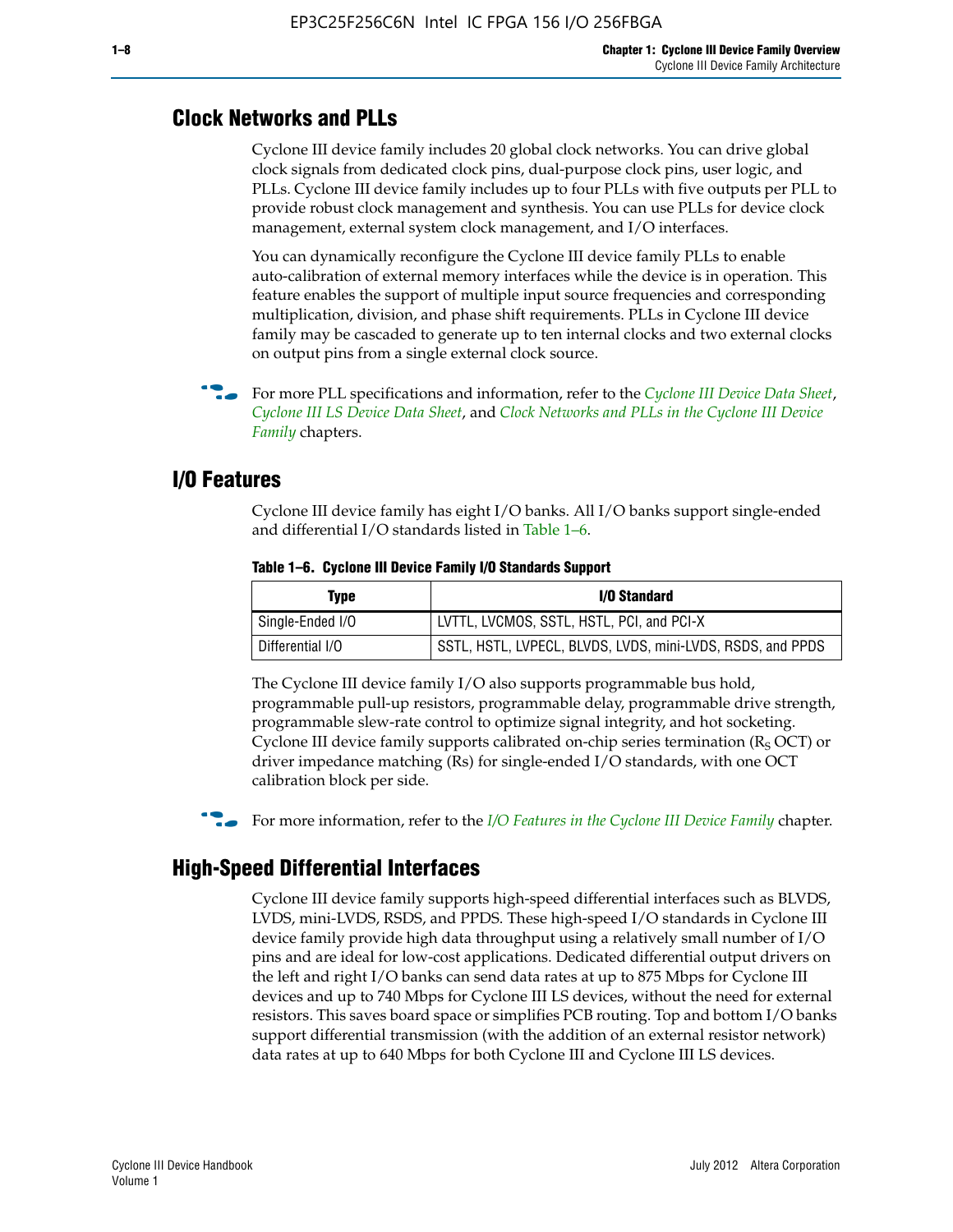## Clock Networks and PLLs

Cyclone III device family includes 20 global clock networks. You can drive global clock signals from dedicated clock pins, dual-purpose clock pins, user logic, and PLLs. Cyclone III device family includes up to four PLLs with five outputs per PLL to provide robust clock management and synthesis. You can use PLLs for device clock management, external system clock management, and I/O interfaces.

You can dynamically reconfigure the Cyclone III device family PLLs to enable auto-calibration of external memory interfaces while the device is in operation. This feature enables the support of multiple input source frequencies and corresponding multiplication, division, and phase shift requirements. PLLs in Cyclone III device family may be cascaded to generate up to ten internal clocks and two external clocks on output pins from a single external clock source.

For more PLL specifications and information, refer to the *Cyclone III Device Data Sheet*, *Cyclone III LS Device Data Sheet*, and *Clock Networks and PLLs in the Cyclone III Device Family* chapters.

## I/O Features

Cyclone III device family has eight I/O banks. All I/O banks support single-ended and differential I/O standards listed in Table 1–6.

**Table 1–6. Cyclone III Device Family I/O Standards Support**

| Type | I/O Standard |
|---|---|
| Single-Ended I/O | LVTTL, LVCMOS, SSTL, HSTL, PCI, and PCI-X |
| Differential I/O | SSTL, HSTL, LVPECL, BLVDS, LVDS, mini-LVDS, RSDS, and PPDS |

The Cyclone III device family I/O also supports programmable bus hold, programmable pull-up resistors, programmable delay, programmable drive strength, programmable slew-rate control to optimize signal integrity, and hot socketing. Cyclone III device family supports calibrated on-chip series termination ($R_S$ OCT) or driver impedance matching (Rs) for single-ended I/O standards, with one OCT calibration block per side.

For more information, refer to the *I/O Features in the Cyclone III Device Family* chapter.

## High-Speed Differential Interfaces

Cyclone III device family supports high-speed differential interfaces such as BLVDS, LVDS, mini-LVDS, RSDS, and PPDS. These high-speed I/O standards in Cyclone III device family provide high data throughput using a relatively small number of I/O pins and are ideal for low-cost applications. Dedicated differential output drivers on the left and right I/O banks can send data rates at up to 875 Mbps for Cyclone III devices and up to 740 Mbps for Cyclone III LS devices, without the need for external resistors. This saves board space or simplifies PCB routing. Top and bottom I/O banks support differential transmission (with the addition of an external resistor network) data rates at up to 640 Mbps for both Cyclone III and Cyclone III LS devices.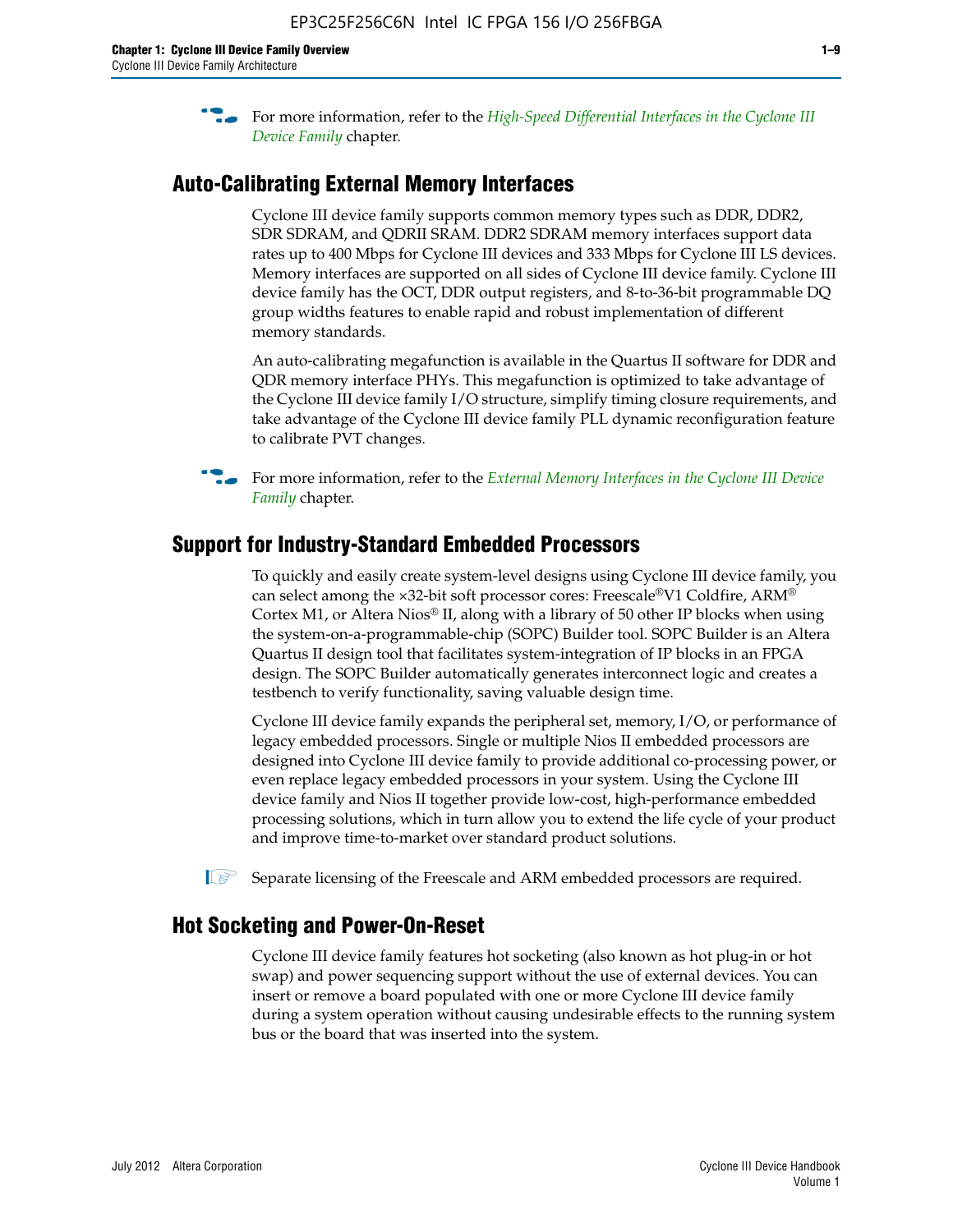For more information, refer to the *High-Speed Differential Interfaces in the Cyclone III Device Family* chapter.

## Auto-Calibrating External Memory Interfaces

Cyclone III device family supports common memory types such as DDR, DDR2, SDR SDRAM, and QDRII SRAM. DDR2 SDRAM memory interfaces support data rates up to 400 Mbps for Cyclone III devices and 333 Mbps for Cyclone III LS devices. Memory interfaces are supported on all sides of Cyclone III device family. Cyclone III device family has the OCT, DDR output registers, and 8-to-36-bit programmable DQ group widths features to enable rapid and robust implementation of different memory standards.

An auto-calibrating megafunction is available in the Quartus II software for DDR and QDR memory interface PHYs. This megafunction is optimized to take advantage of the Cyclone III device family I/O structure, simplify timing closure requirements, and take advantage of the Cyclone III device family PLL dynamic reconfiguration feature to calibrate PVT changes.

For more information, refer to the *External Memory Interfaces in the Cyclone III Device Family* chapter.

## Support for Industry-Standard Embedded Processors

To quickly and easily create system-level designs using Cyclone III device family, you can select among the ×32-bit soft processor cores: Freescale®V1 Coldfire, ARM® Cortex M1, or Altera Nios® II, along with a library of 50 other IP blocks when using the system-on-a-programmable-chip (SOPC) Builder tool. SOPC Builder is an Altera Quartus II design tool that facilitates system-integration of IP blocks in an FPGA design. The SOPC Builder automatically generates interconnect logic and creates a testbench to verify functionality, saving valuable design time.

Cyclone III device family expands the peripheral set, memory, I/O, or performance of legacy embedded processors. Single or multiple Nios II embedded processors are designed into Cyclone III device family to provide additional co-processing power, or even replace legacy embedded processors in your system. Using the Cyclone III device family and Nios II together provide low-cost, high-performance embedded processing solutions, which in turn allow you to extend the life cycle of your product and improve time-to-market over standard product solutions.

Separate licensing of the Freescale and ARM embedded processors are required.

## Hot Socketing and Power-On-Reset

Cyclone III device family features hot socketing (also known as hot plug-in or hot swap) and power sequencing support without the use of external devices. You can insert or remove a board populated with one or more Cyclone III device family during a system operation without causing undesirable effects to the running system bus or the board that was inserted into the system.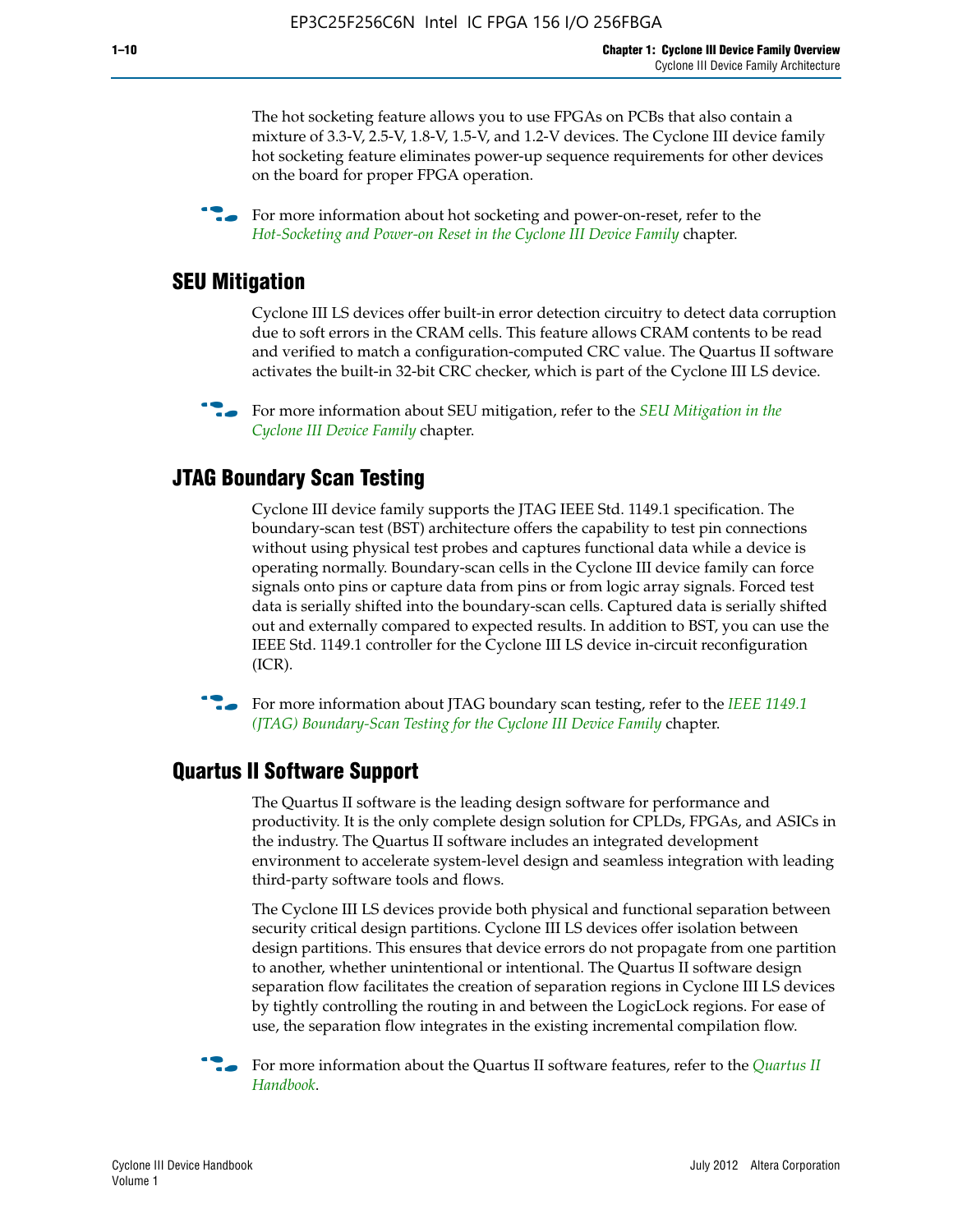The hot socketing feature allows you to use FPGAs on PCBs that also contain a mixture of 3.3-V, 2.5-V, 1.8-V, 1.5-V, and 1.2-V devices. The Cyclone III device family hot socketing feature eliminates power-up sequence requirements for other devices on the board for proper FPGA operation.

For more information about hot socketing and power-on-reset, refer to the *Hot-Socketing and Power-on Reset in the Cyclone III Device Family* chapter.

## SEU Mitigation

Cyclone III LS devices offer built-in error detection circuitry to detect data corruption due to soft errors in the CRAM cells. This feature allows CRAM contents to be read and verified to match a configuration-computed CRC value. The Quartus II software activates the built-in 32-bit CRC checker, which is part of the Cyclone III LS device.

For more information about SEU mitigation, refer to the *SEU Mitigation in the Cyclone III Device Family* chapter.

## JTAG Boundary Scan Testing

Cyclone III device family supports the JTAG IEEE Std. 1149.1 specification. The boundary-scan test (BST) architecture offers the capability to test pin connections without using physical test probes and captures functional data while a device is operating normally. Boundary-scan cells in the Cyclone III device family can force signals onto pins or capture data from pins or from logic array signals. Forced test data is serially shifted into the boundary-scan cells. Captured data is serially shifted out and externally compared to expected results. In addition to BST, you can use the IEEE Std. 1149.1 controller for the Cyclone III LS device in-circuit reconfiguration (ICR).

For more information about JTAG boundary scan testing, refer to the *IEEE 1149.1 (JTAG) Boundary-Scan Testing for the Cyclone III Device Family* chapter.

## Quartus II Software Support

The Quartus II software is the leading design software for performance and productivity. It is the only complete design solution for CPLDs, FPGAs, and ASICs in the industry. The Quartus II software includes an integrated development environment to accelerate system-level design and seamless integration with leading third-party software tools and flows.

The Cyclone III LS devices provide both physical and functional separation between security critical design partitions. Cyclone III LS devices offer isolation between design partitions. This ensures that device errors do not propagate from one partition to another, whether unintentional or intentional. The Quartus II software design separation flow facilitates the creation of separation regions in Cyclone III LS devices by tightly controlling the routing in and between the LogicLock regions. For ease of use, the separation flow integrates in the existing incremental compilation flow.

For more information about the Quartus II software features, refer to the *Quartus II Handbook*.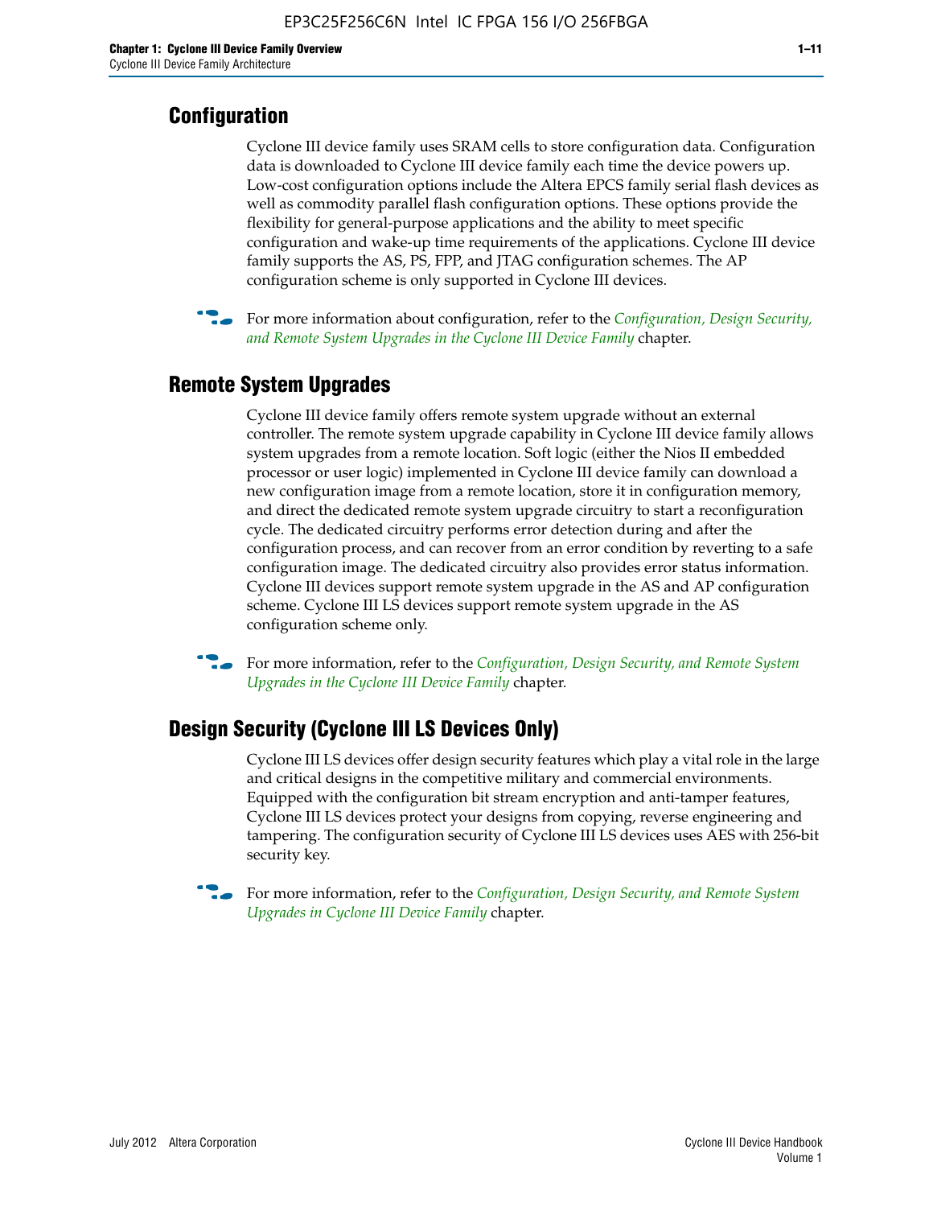## Configuration

Cyclone III device family uses SRAM cells to store configuration data. Configuration data is downloaded to Cyclone III device family each time the device powers up. Low-cost configuration options include the Altera EPCS family serial flash devices as well as commodity parallel flash configuration options. These options provide the flexibility for general-purpose applications and the ability to meet specific configuration and wake-up time requirements of the applications. Cyclone III device family supports the AS, PS, FPP, and JTAG configuration schemes. The AP configuration scheme is only supported in Cyclone III devices.

For more information about configuration, refer to the *Configuration, Design Security, and Remote System Upgrades in the Cyclone III Device Family* chapter.

## Remote System Upgrades

Cyclone III device family offers remote system upgrade without an external controller. The remote system upgrade capability in Cyclone III device family allows system upgrades from a remote location. Soft logic (either the Nios II embedded processor or user logic) implemented in Cyclone III device family can download a new configuration image from a remote location, store it in configuration memory, and direct the dedicated remote system upgrade circuitry to start a reconfiguration cycle. The dedicated circuitry performs error detection during and after the configuration process, and can recover from an error condition by reverting to a safe configuration image. The dedicated circuitry also provides error status information. Cyclone III devices support remote system upgrade in the AS and AP configuration scheme. Cyclone III LS devices support remote system upgrade in the AS configuration scheme only.

For more information, refer to the *Configuration, Design Security, and Remote System Upgrades in the Cyclone III Device Family* chapter.

## Design Security (Cyclone III LS Devices Only)

Cyclone III LS devices offer design security features which play a vital role in the large and critical designs in the competitive military and commercial environments. Equipped with the configuration bit stream encryption and anti-tamper features, Cyclone III LS devices protect your designs from copying, reverse engineering and tampering. The configuration security of Cyclone III LS devices uses AES with 256-bit security key.

For more information, refer to the *Configuration, Design Security, and Remote System Upgrades in Cyclone III Device Family* chapter.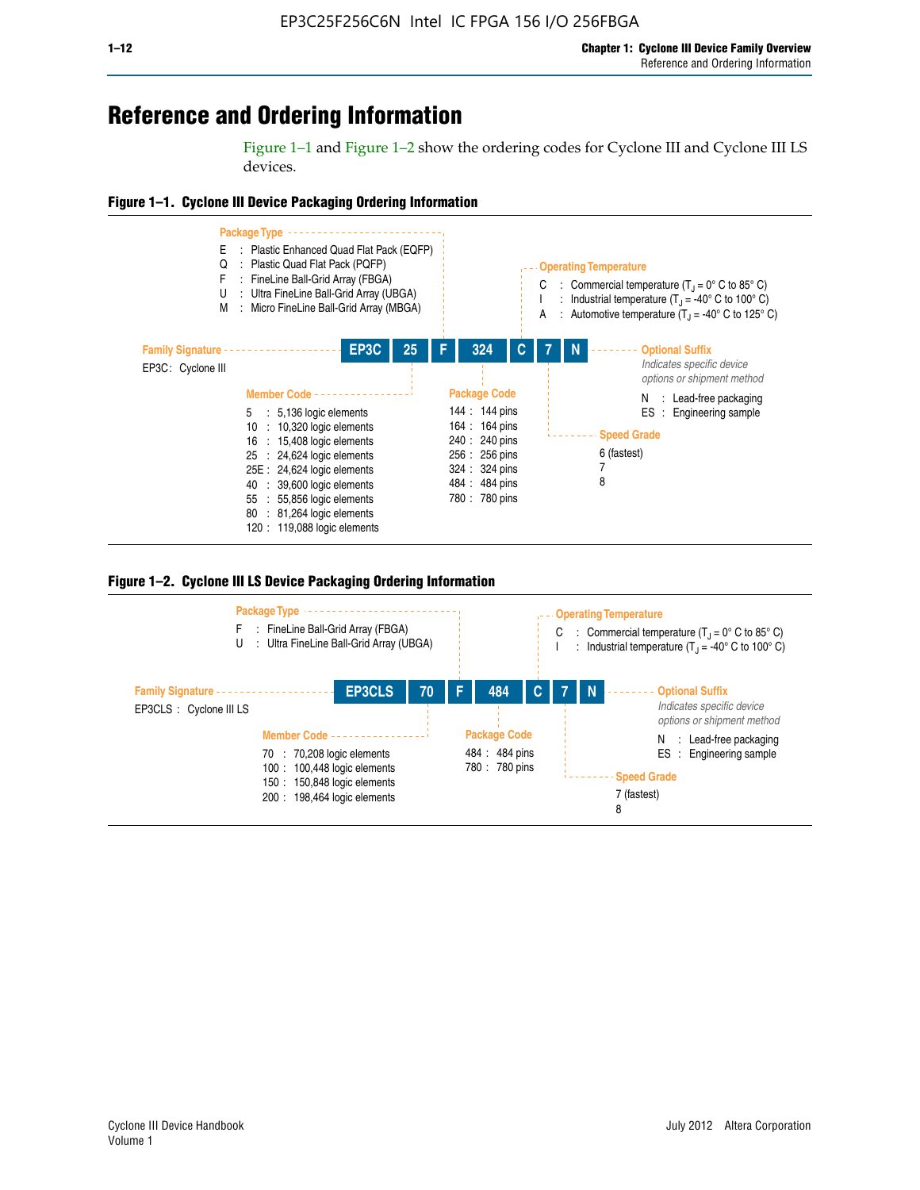# Reference and Ordering Information

Figure 1–1 and Figure 1–2 show the ordering codes for Cyclone III and Cyclone III LS devices.

**Figure 1–1. Cyclone III Device Packaging Ordering Information**

**EP3C | 25 | F | 324 | C | 7 | N**

**Family Signature**

EP3C : Cyclone III

**Member Code**

- 5 : 5,136 logic elements
- 10 : 10,320 logic elements
- 16 : 15,408 logic elements
- 25 : 24,624 logic elements
- 25E : 24,624 logic elements
- 40 : 39,600 logic elements
- 55 : 55,856 logic elements
- 80 : 81,264 logic elements
- 120 : 119,088 logic elements

**Package Type**

- E : Plastic Enhanced Quad Flat Pack (EQFP)
- Q : Plastic Quad Flat Pack (PQFP)
- F : FineLine Ball-Grid Array (FBGA)
- U : Ultra FineLine Ball-Grid Array (UBGA)
- M : Micro FineLine Ball-Grid Array (MBGA)

**Package Code**

- 144 : 144 pins
- 164 : 164 pins
- 240 : 240 pins
- 256 : 256 pins
- 324 : 324 pins
- 484 : 484 pins
- 780 : 780 pins

**Operating Temperature**

- C : Commercial temperature ($T_J$ = 0° C to 85° C)
- I : Industrial temperature ($T_J$ = -40° C to 100° C)
- A : Automotive temperature ($T_J$ = -40° C to 125° C)

**Speed Grade**

- 6 (fastest)
- 7
- 8

**Optional Suffix**

*Indicates specific device options or shipment method*

- N : Lead-free packaging
- ES : Engineering sample

**Figure 1–2. Cyclone III LS Device Packaging Ordering Information**

**EP3CLS | 70 | F | 484 | C | 7 | N**

**Family Signature**

EP3CLS : Cyclone III LS

**Member Code**

- 70 : 70,208 logic elements
- 100 : 100,448 logic elements
- 150 : 150,848 logic elements
- 200 : 198,464 logic elements

**Package Type**

- F : FineLine Ball-Grid Array (FBGA)
- U : Ultra FineLine Ball-Grid Array (UBGA)

**Package Code**

- 484 : 484 pins
- 780 : 780 pins

**Operating Temperature**

- C : Commercial temperature ($T_J$ = 0° C to 85° C)
- I : Industrial temperature ($T_J$ = -40° C to 100° C)

**Speed Grade**

- 7 (fastest)
- 8

**Optional Suffix**

*Indicates specific device options or shipment method*

- N : Lead-free packaging
- ES : Engineering sample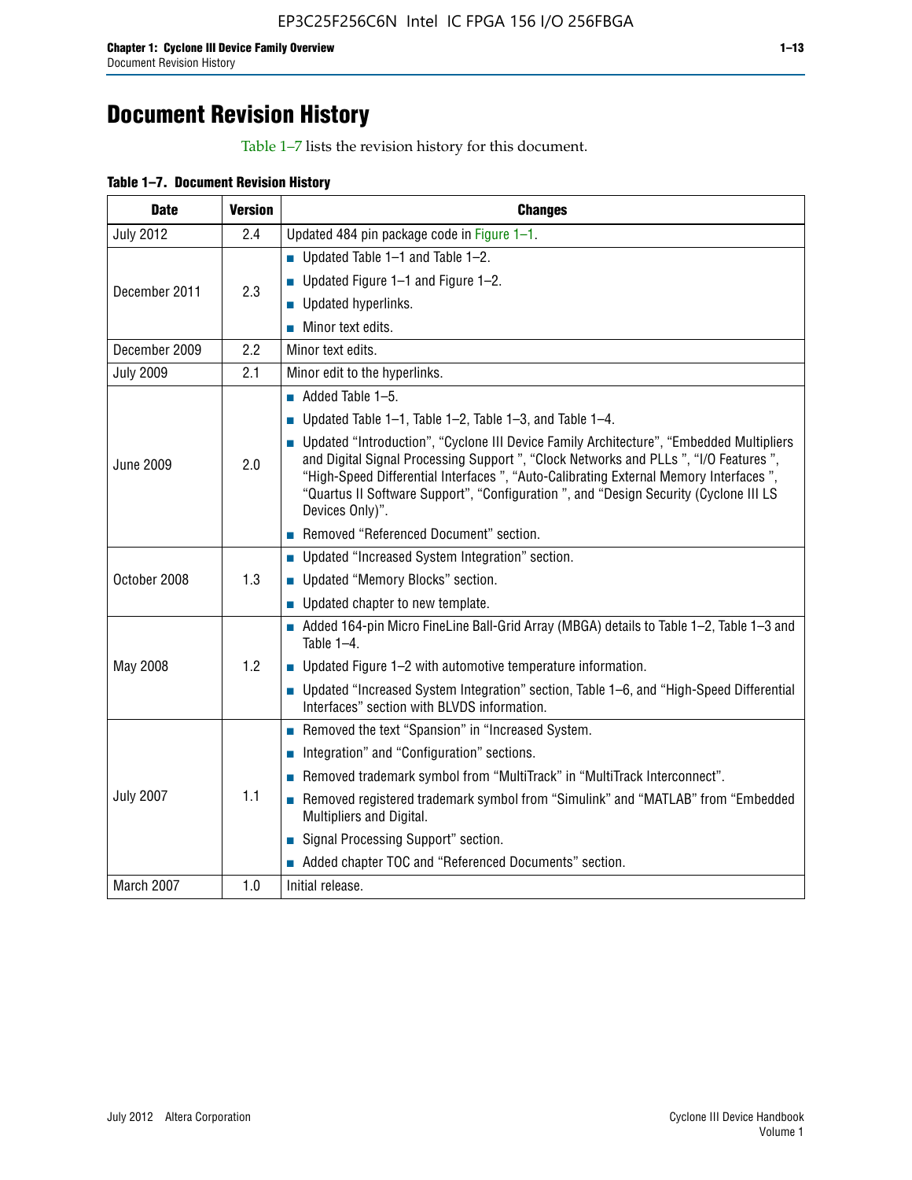# Document Revision History

Table 1–7 lists the revision history for this document.

**Table 1–7. Document Revision History**

| Date | Version | Changes |
|---|---|---|
| July 2012 | 2.4 | Updated 484 pin package code in Figure 1–1. |
| December 2011 | 2.3 | ■ Updated Table 1–1 and Table 1–2.<br>■ Updated Figure 1–1 and Figure 1–2.<br>■ Updated hyperlinks.<br>■ Minor text edits. |
| December 2009 | 2.2 | Minor text edits. |
| July 2009 | 2.1 | Minor edit to the hyperlinks. |
| June 2009 | 2.0 | ■ Added Table 1–5.<br>■ Updated Table 1–1, Table 1–2, Table 1–3, and Table 1–4.<br>■ Updated "Introduction", "Cyclone III Device Family Architecture", "Embedded Multipliers and Digital Signal Processing Support ", "Clock Networks and PLLs ", "I/O Features ", "High-Speed Differential Interfaces ", "Auto-Calibrating External Memory Interfaces ", "Quartus II Software Support", "Configuration ", and "Design Security (Cyclone III LS Devices Only)".<br>■ Removed "Referenced Document" section. |
| October 2008 | 1.3 | ■ Updated "Increased System Integration" section.<br>■ Updated "Memory Blocks" section.<br>■ Updated chapter to new template. |
| May 2008 | 1.2 | ■ Added 164-pin Micro FineLine Ball-Grid Array (MBGA) details to Table 1–2, Table 1–3 and Table 1–4.<br>■ Updated Figure 1–2 with automotive temperature information.<br>■ Updated "Increased System Integration" section, Table 1–6, and "High-Speed Differential Interfaces" section with BLVDS information. |
| July 2007 | 1.1 | ■ Removed the text "Spansion" in "Increased System.<br>■ Integration" and "Configuration" sections.<br>■ Removed trademark symbol from "MultiTrack" in "MultiTrack Interconnect".<br>■ Removed registered trademark symbol from "Simulink" and "MATLAB" from "Embedded Multipliers and Digital.<br>■ Signal Processing Support" section.<br>■ Added chapter TOC and "Referenced Documents" section. |
| March 2007 | 1.0 | Initial release. |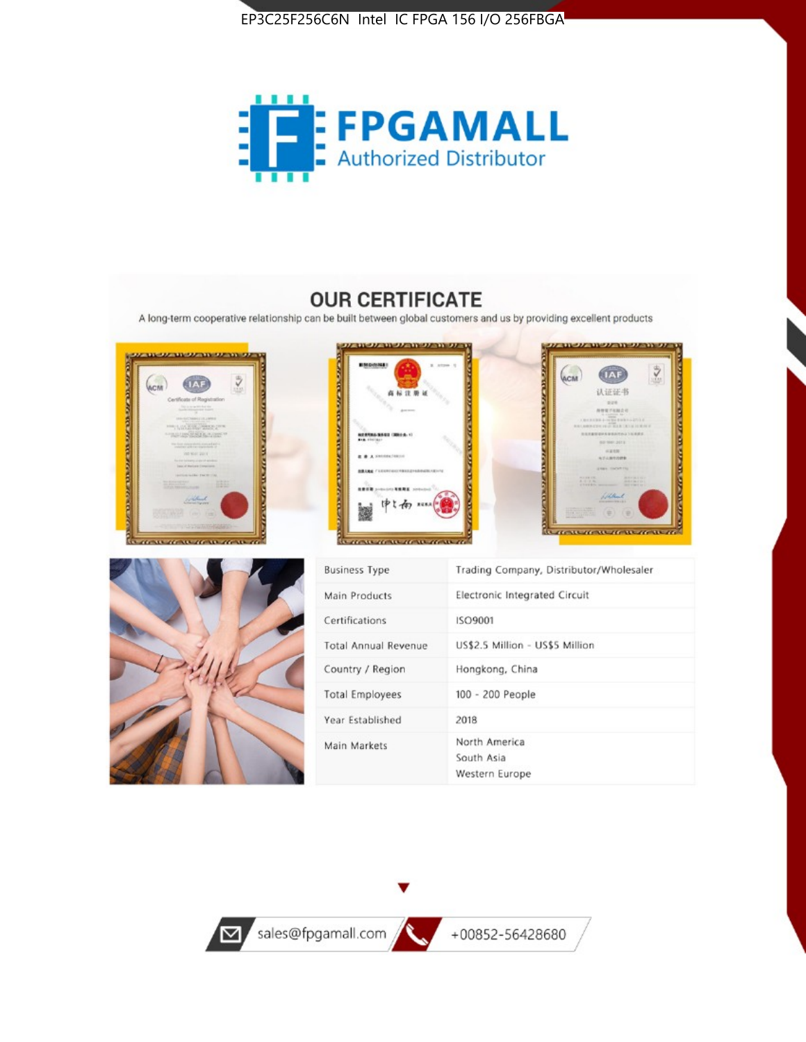FPGAMALL

Authorized Distributor

## OUR CERTIFICATE

A long-term cooperative relationship can be built between global customers and us by providing excellent products

| | |
|---|---|
| Business Type | Trading Company, Distributor/Wholesaler |
| Main Products | Electronic Integrated Circuit |
| Certifications | ISO9001 |
| Total Annual Revenue | US$2.5 Million - US$5 Million |
| Country / Region | Hongkong, China |
| Total Employees | 100 - 200 People |
| Year Established | 2018 |
| Main Markets | North America<br>South Asia<br>Western Europe |

sales@fpgamall.com

+00852-56428680